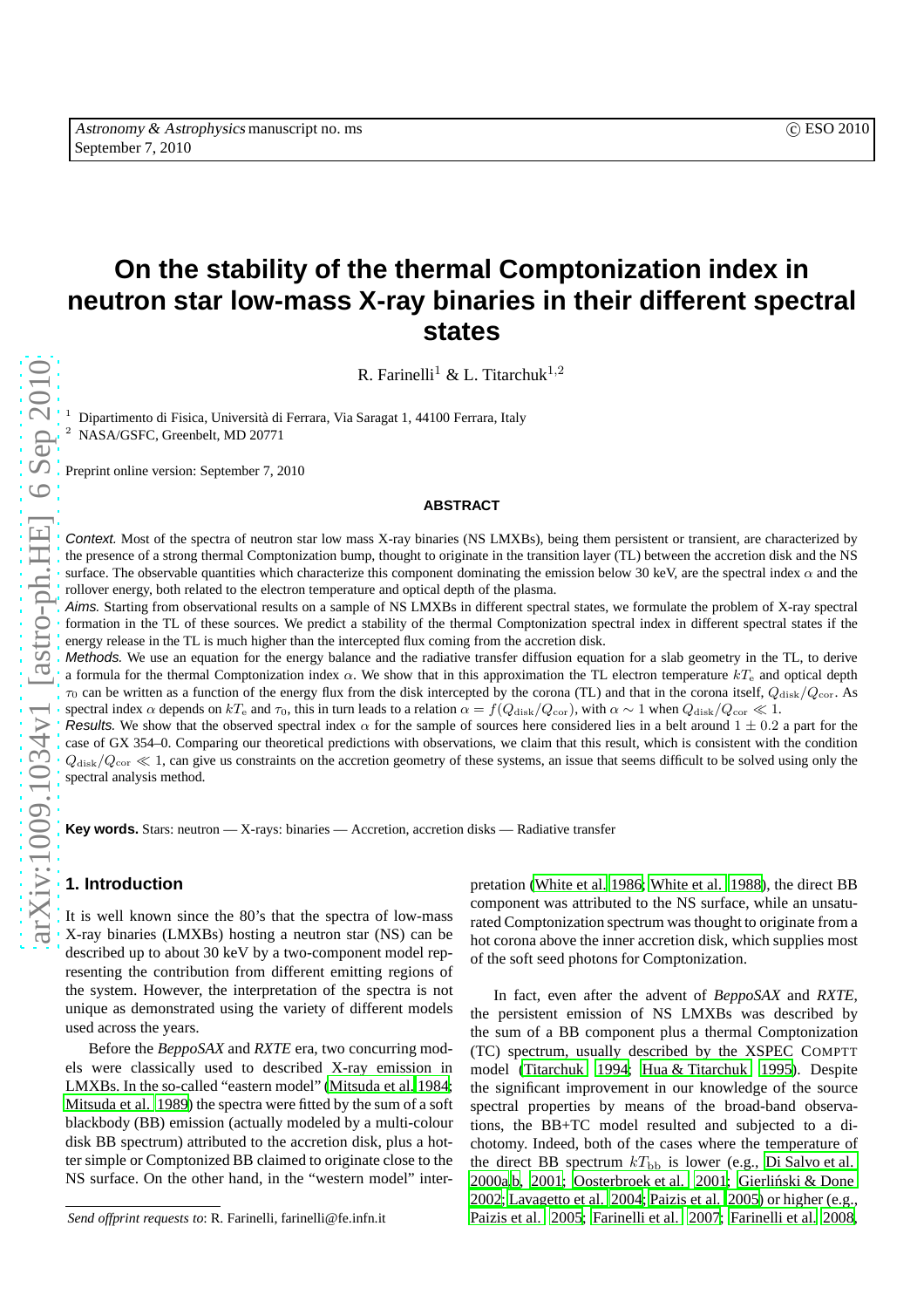# On the stability of the thermal Comptonization index in neutron star low-mass X-ray binaries in their different spectral states

R. Farinelli[1] & L. Titarchuk[1,2]

[1] Dipartimento di Fisica, Università di Ferrara, Via Saragat 1, 44100 Ferrara, Italy

[2] NASA/GSFC, Greenbelt, MD 20771

Preprint online version: September 7, 2010

## ABSTRACT

*Context.* Most of the spectra of neutron star low mass X-ray binaries (NS LMXBs), being them persistent or transient, are characterized by the presence of a strong thermal Comptonization bump, thought to originate in the transition layer (TL) between the accretion disk and the NS surface. The observable quantities which characterize this component dominating the emission below 30 keV, are the spectral index $\alpha$ and the rollover energy, both related to the electron temperature and optical depth of the plasma.

*Aims.* Starting from observational results on a sample of NS LMXBs in different spectral states, we formulate the problem of X-ray spectral formation in the TL of these sources. We predict a stability of the thermal Comptonization spectral index in different spectral states if the energy release in the TL is much higher than the intercepted flux coming from the accretion disk.

*Methods.* We use an equation for the energy balance and the radiative transfer diffusion equation for a slab geometry in the TL, to derive a formula for the thermal Comptonization index $\alpha$. We show that in this approximation the TL electron temperature $kT_{\rm e}$ and optical depth $\tau_0$ can be written as a function of the energy flux from the disk intercepted by the corona (TL) and that in the corona itself, $Q_{\rm disk}/Q_{\rm cor}$. As spectral index $\alpha$ depends on $kT_{\rm e}$ and $\tau_0$, this in turn leads to a relation $\alpha = f(Q_{\rm disk}/Q_{\rm cor})$, with $\alpha \sim 1$ when $Q_{\rm disk}/Q_{\rm cor} \ll 1$.

*Results.* We show that the observed spectral index $\alpha$ for the sample of sources here considered lies in a belt around $1 \pm 0.2$ a part for the case of GX 354–0. Comparing our theoretical predictions with observations, we claim that this result, which is consistent with the condition $Q_{\rm disk}/Q_{\rm cor} \ll 1$, can give us constraints on the accretion geometry of these systems, an issue that seems difficult to be solved using only the spectral analysis method.

**Key words.** Stars: neutron — X-rays: binaries — Accretion, accretion disks — Radiative transfer

## 1. Introduction

It is well known since the 80's that the spectra of low-mass X-ray binaries (LMXBs) hosting a neutron star (NS) can be described up to about 30 keV by a two-component model representing the contribution from different emitting regions of the system. However, the interpretation of the spectra is not unique as demonstrated using the variety of different models used across the years.

Before the *BeppoSAX* and *RXTE* era, two concurring models were classically used to described X-ray emission in LMXBs. In the so-called "eastern model" (Mitsuda et al. 1984; Mitsuda et al. 1989) the spectra were fitted by the sum of a soft blackbody (BB) emission (actually modeled by a multi-colour disk BB spectrum) attributed to the accretion disk, plus a hotter simple or Comptonized BB claimed to originate close to the NS surface. On the other hand, in the "western model" interpretation (White et al. 1986; White et al. 1988), the direct BB component was attributed to the NS surface, while an unsaturated Comptonization spectrum was thought to originate from a hot corona above the inner accretion disk, which supplies most of the soft seed photons for Comptonization.

In fact, even after the advent of *BeppoSAX* and *RXTE*, the persistent emission of NS LMXBs was described by the sum of a BB component plus a thermal Comptonization (TC) spectrum, usually described by the XSPEC COMPTT model (Titarchuk 1994; Hua & Titarchuk 1995). Despite the significant improvement in our knowledge of the source spectral properties by means of the broad-band observations, the BB+TC model resulted and subjected to a dichotomy. Indeed, both of the cases where the temperature of the direct BB spectrum $kT_{\rm bb}$ is lower (e.g., Di Salvo et al. 2000a,b, 2001; Oosterbroek et al. 2001; Gierliński & Done 2002; Lavagetto et al. 2004; Paizis et al. 2005) or higher (e.g., Paizis et al. 2005; Farinelli et al. 2007; Farinelli et al. 2008,

*Send offprint requests to*: R. Farinelli, farinelli@fe.infn.it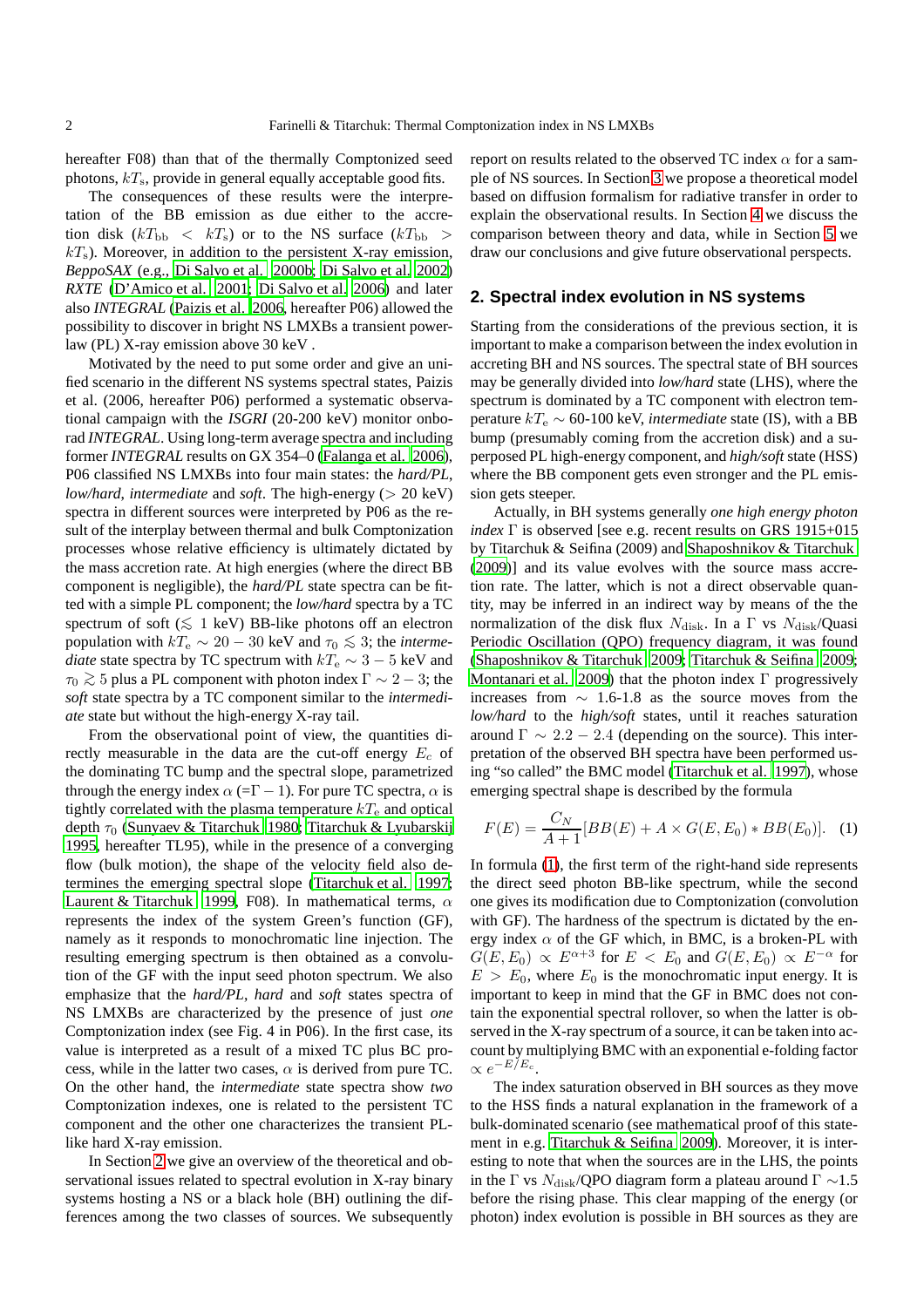hereafter F08) than that of the thermally Comptonized seed photons, $kT_{\rm s}$, provide in general equally acceptable good fits.

The consequences of these results were the interpretation of the BB emission as due either to the accretion disk ($kT_{\rm bb} < kT_{\rm s}$) or to the NS surface ($kT_{\rm bb} > kT_{\rm s}$). Moreover, in addition to the persistent X-ray emission, *BeppoSAX* (e.g., Di Salvo et al. 2000b; Di Salvo et al. 2002) *RXTE* (D'Amico et al. 2001; Di Salvo et al. 2006) and later also *INTEGRAL* (Paizis et al. 2006, hereafter P06) allowed the possibility to discover in bright NS LMXBs a transient power-law (PL) X-ray emission above 30 keV .

Motivated by the need to put some order and give an unified scenario in the different NS systems spectral states, Paizis et al. (2006, hereafter P06) performed a systematic observational campaign with the *ISGRI* (20-200 keV) monitor onborad *INTEGRAL*. Using long-term average spectra and including former *INTEGRAL* results on GX 354–0 (Falanga et al. 2006), P06 classified NS LMXBs into four main states: the *hard/PL*, *low/hard*, *intermediate* and *soft*. The high-energy ($>$ 20 keV) spectra in different sources were interpreted by P06 as the result of the interplay between thermal and bulk Comptonization processes whose relative efficiency is ultimately dictated by the mass accretion rate. At high energies (where the direct BB component is negligible), the *hard/PL* state spectra can be fitted with a simple PL component; the *low/hard* spectra by a TC spectrum of soft ($\lesssim$ 1 keV) BB-like photons off an electron population with $kT_{\rm e} \sim 20-30$ keV and $\tau_0 \lesssim 3$; the *intermediate* state spectra by TC spectrum with $kT_{\rm e} \sim 3-5$ keV and $\tau_0 \gtrsim 5$ plus a PL component with photon index $\Gamma \sim 2-3$; the *soft* state spectra by a TC component similar to the *intermediate* state but without the high-energy X-ray tail.

From the observational point of view, the quantities directly measurable in the data are the cut-off energy $E_c$ of the dominating TC bump and the spectral slope, parametrized through the energy index $\alpha$ (=$\Gamma-1$). For pure TC spectra, $\alpha$ is tightly correlated with the plasma temperature $kT_{\rm e}$ and optical depth $\tau_0$ (Sunyaev & Titarchuk 1980; Titarchuk & Lyubarskij 1995, hereafter TL95), while in the presence of a converging flow (bulk motion), the shape of the velocity field also determines the emerging spectral slope (Titarchuk et al. 1997; Laurent & Titarchuk 1999, F08). In mathematical terms, $\alpha$ represents the index of the system Green's function (GF), namely as it responds to monochromatic line injection. The resulting emerging spectrum is then obtained as a convolution of the GF with the input seed photon spectrum. We also emphasize that the *hard/PL*, *hard* and *soft* states spectra of NS LMXBs are characterized by the presence of just *one* Comptonization index (see Fig. 4 in P06). In the first case, its value is interpreted as a result of a mixed TC plus BC process, while in the latter two cases, $\alpha$ is derived from pure TC. On the other hand, the *intermediate* state spectra show *two* Comptonization indexes, one is related to the persistent TC component and the other one characterizes the transient PL-like hard X-ray emission.

In Section 2 we give an overview of the theoretical and observational issues related to spectral evolution in X-ray binary systems hosting a NS or a black hole (BH) outlining the differences among the two classes of sources. We subsequently report on results related to the observed TC index $\alpha$ for a sample of NS sources. In Section 3 we propose a theoretical model based on diffusion formalism for radiative transfer in order to explain the observational results. In Section 4 we discuss the comparison between theory and data, while in Section 5 we draw our conclusions and give future observational perspects.

## 2. Spectral index evolution in NS systems

Starting from the considerations of the previous section, it is important to make a comparison between the index evolution in accreting BH and NS sources. The spectral state of BH sources may be generally divided into *low/hard* state (LHS), where the spectrum is dominated by a TC component with electron temperature $kT_{\rm e} \sim$ 60-100 keV, *intermediate* state (IS), with a BB bump (presumably coming from the accretion disk) and a superposed PL high-energy component, and *high/soft* state (HSS) where the BB component gets even stronger and the PL emission gets steeper.

Actually, in BH systems generally *one high energy photon index* $\Gamma$ is observed [see e.g. recent results on GRS 1915+015 by Titarchuk & Seifina (2009) and Shaposhnikov & Titarchuk (2009)] and its value evolves with the source mass accretion rate. The latter, which is not a direct observable quantity, may be inferred in an indirect way by means of the the normalization of the disk flux $N_{\rm disk}$. In a $\Gamma$ vs $N_{\rm disk}$/Quasi Periodic Oscillation (QPO) frequency diagram, it was found (Shaposhnikov & Titarchuk 2009; Titarchuk & Seifina 2009; Montanari et al. 2009) that the photon index $\Gamma$ progressively increases from $\sim$ 1.6-1.8 as the source moves from the *low/hard* to the *high/soft* states, until it reaches saturation around $\Gamma \sim 2.2-2.4$ (depending on the source). This interpretation of the observed BH spectra have been performed using "so called" the BMC model (Titarchuk et al. 1997), whose emerging spectral shape is described by the formula

$$F(E) = \frac{C_N}{A+1}[BB(E) + A \times G(E, E_0) * BB(E_0)]. \quad (1)$$

In formula (1), the first term of the right-hand side represents the direct seed photon BB-like spectrum, while the second one gives its modification due to Comptonization (convolution with GF). The hardness of the spectrum is dictated by the energy index $\alpha$ of the GF which, in BMC, is a broken-PL with $G(E, E_0) \propto E^{\alpha+3}$ for $E < E_0$ and $G(E, E_0) \propto E^{-\alpha}$ for $E > E_0$, where $E_0$ is the monochromatic input energy. It is important to keep in mind that the GF in BMC does not contain the exponential spectral rollover, so when the latter is observed in the X-ray spectrum of a source, it can be taken into account by multiplying BMC with an exponential e-folding factor $\propto e^{-E/E_c}$.

The index saturation observed in BH sources as they move to the HSS finds a natural explanation in the framework of a bulk-dominated scenario (see mathematical proof of this statement in e.g. Titarchuk & Seifina 2009). Moreover, it is interesting to note that when the sources are in the LHS, the points in the $\Gamma$ vs $N_{\rm disk}$/QPO diagram form a plateau around $\Gamma \sim$1.5 before the rising phase. This clear mapping of the energy (or photon) index evolution is possible in BH sources as they are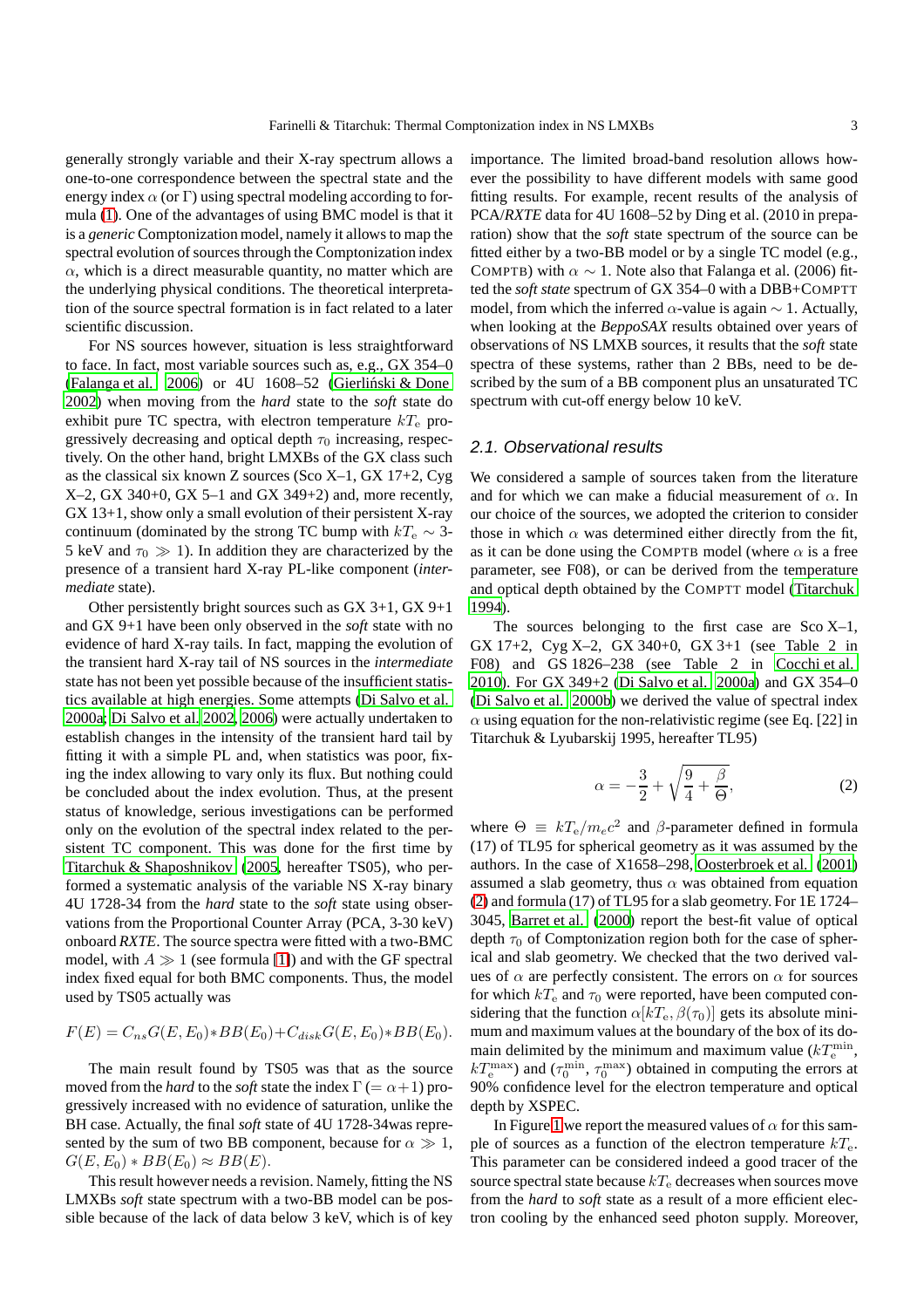generally strongly variable and their X-ray spectrum allows a one-to-one correspondence between the spectral state and the energy index $\alpha$ (or $\Gamma$) using spectral modeling according to formula (1). One of the advantages of using BMC model is that it is a *generic* Comptonization model, namely it allows to map the spectral evolution of sources through the Comptonization index $\alpha$, which is a direct measurable quantity, no matter which are the underlying physical conditions. The theoretical interpretation of the source spectral formation is in fact related to a later scientific discussion.

For NS sources however, situation is less straightforward to face. In fact, most variable sources such as, e.g., GX 354–0 (Falanga et al. 2006) or 4U 1608–52 (Gierliński & Done 2002) when moving from the *hard* state to the *soft* state do exhibit pure TC spectra, with electron temperature $kT_{\rm e}$ progressively decreasing and optical depth $\tau_0$ increasing, respectively. On the other hand, bright LMXBs of the GX class such as the classical six known Z sources (Sco X–1, GX 17+2, Cyg X–2, GX 340+0, GX 5–1 and GX 349+2) and, more recently, GX 13+1, show only a small evolution of their persistent X-ray continuum (dominated by the strong TC bump with $kT_{\rm e} \sim$ 3-5 keV and $\tau_0 \gg 1$). In addition they are characterized by the presence of a transient hard X-ray PL-like component (*intermediate* state).

Other persistently bright sources such as GX 3+1, GX 9+1 and GX 9+1 have been only observed in the *soft* state with no evidence of hard X-ray tails. In fact, mapping the evolution of the transient hard X-ray tail of NS sources in the *intermediate* state has not been yet possible because of the insufficient statistics available at high energies. Some attempts (Di Salvo et al. 2000a; Di Salvo et al. 2002, 2006) were actually undertaken to establish changes in the intensity of the transient hard tail by fitting it with a simple PL and, when statistics was poor, fixing the index allowing to vary only its flux. But nothing could be concluded about the index evolution. Thus, at the present status of knowledge, serious investigations can be performed only on the evolution of the spectral index related to the persistent TC component. This was done for the first time by Titarchuk & Shaposhnikov (2005, hereafter TS05), who performed a systematic analysis of the variable NS X-ray binary 4U 1728-34 from the *hard* state to the *soft* state using observations from the Proportional Counter Array (PCA, 3-30 keV) onboard *RXTE*. The source spectra were fitted with a two-BMC model, with $A \gg 1$ (see formula [1]) and with the GF spectral index fixed equal for both BMC components. Thus, the model used by TS05 actually was

$$F(E) = C_{ns}G(E,E_0)*BB(E_0)+C_{disk}G(E,E_0)*BB(E_0).$$

The main result found by TS05 was that as the source moved from the *hard* to the *soft* state the index $\Gamma$ $(= \alpha+1)$ progressively increased with no evidence of saturation, unlike the BH case. Actually, the final *soft* state of 4U 1728-34was represented by the sum of two BB component, because for $\alpha \gg 1$, $G(E,E_0) * BB(E_0) \approx BB(E)$.

This result however needs a revision. Namely, fitting the NS LMXBs *soft* state spectrum with a two-BB model can be possible because of the lack of data below 3 keV, which is of key importance. The limited broad-band resolution allows however the possibility to have different models with same good fitting results. For example, recent results of the analysis of PCA/*RXTE* data for 4U 1608–52 by Ding et al. (2010 in preparation) show that the *soft* state spectrum of the source can be fitted either by a two-BB model or by a single TC model (e.g., COMPTB) with $\alpha \sim 1$. Note also that Falanga et al. (2006) fitted the *soft state* spectrum of GX 354–0 with a DBB+COMPTT model, from which the inferred $\alpha$-value is again $\sim 1$. Actually, when looking at the *BeppoSAX* results obtained over years of observations of NS LMXB sources, it results that the *soft* state spectra of these systems, rather than 2 BBs, need to be described by the sum of a BB component plus an unsaturated TC spectrum with cut-off energy below 10 keV.

### 2.1. Observational results

We considered a sample of sources taken from the literature and for which we can make a fiducial measurement of $\alpha$. In our choice of the sources, we adopted the criterion to consider those in which $\alpha$ was determined either directly from the fit, as it can be done using the COMPTB model (where $\alpha$ is a free parameter, see F08), or can be derived from the temperature and optical depth obtained by the COMPTT model (Titarchuk 1994).

The sources belonging to the first case are Sco X–1, GX 17+2, Cyg X–2, GX 340+0, GX 3+1 (see Table 2 in F08) and GS 1826–238 (see Table 2 in Cocchi et al. 2010). For GX 349+2 (Di Salvo et al. 2000a) and GX 354–0 (Di Salvo et al. 2000b) we derived the value of spectral index $\alpha$ using equation for the non-relativistic regime (see Eq. [22] in Titarchuk & Lyubarskij 1995, hereafter TL95)

$$\alpha = -\frac{3}{2} + \sqrt{\frac{9}{4} + \frac{\beta}{\Theta}}, \tag{2}$$

where $\Theta \equiv kT_{\rm e}/m_e c^2$ and $\beta$-parameter defined in formula (17) of TL95 for spherical geometry as it was assumed by the authors. In the case of X1658–298, Oosterbroek et al. (2001) assumed a slab geometry, thus $\alpha$ was obtained from equation (2) and formula (17) of TL95 for a slab geometry. For 1E 1724–3045, Barret et al. (2000) report the best-fit value of optical depth $\tau_0$ of Comptonization region both for the case of spherical and slab geometry. We checked that the two derived values of $\alpha$ are perfectly consistent. The errors on $\alpha$ for sources for which $kT_{\rm e}$ and $\tau_0$ were reported, have been computed considering that the function $\alpha[kT_{\rm e}, \beta(\tau_0)]$ gets its absolute minimum and maximum values at the boundary of the box of its domain delimited by the minimum and maximum value ($kT_{\rm e}^{\rm min}$, $kT_{\rm e}^{\rm max}$) and ($\tau_0^{\rm min}$, $\tau_0^{\rm max}$) obtained in computing the errors at 90% confidence level for the electron temperature and optical depth by XSPEC.

In Figure 1 we report the measured values of $\alpha$ for this sample of sources as a function of the electron temperature $kT_{\rm e}$. This parameter can be considered indeed a good tracer of the source spectral state because $kT_{\rm e}$ decreases when sources move from the *hard* to *soft* state as a result of a more efficient electron cooling by the enhanced seed photon supply. Moreover,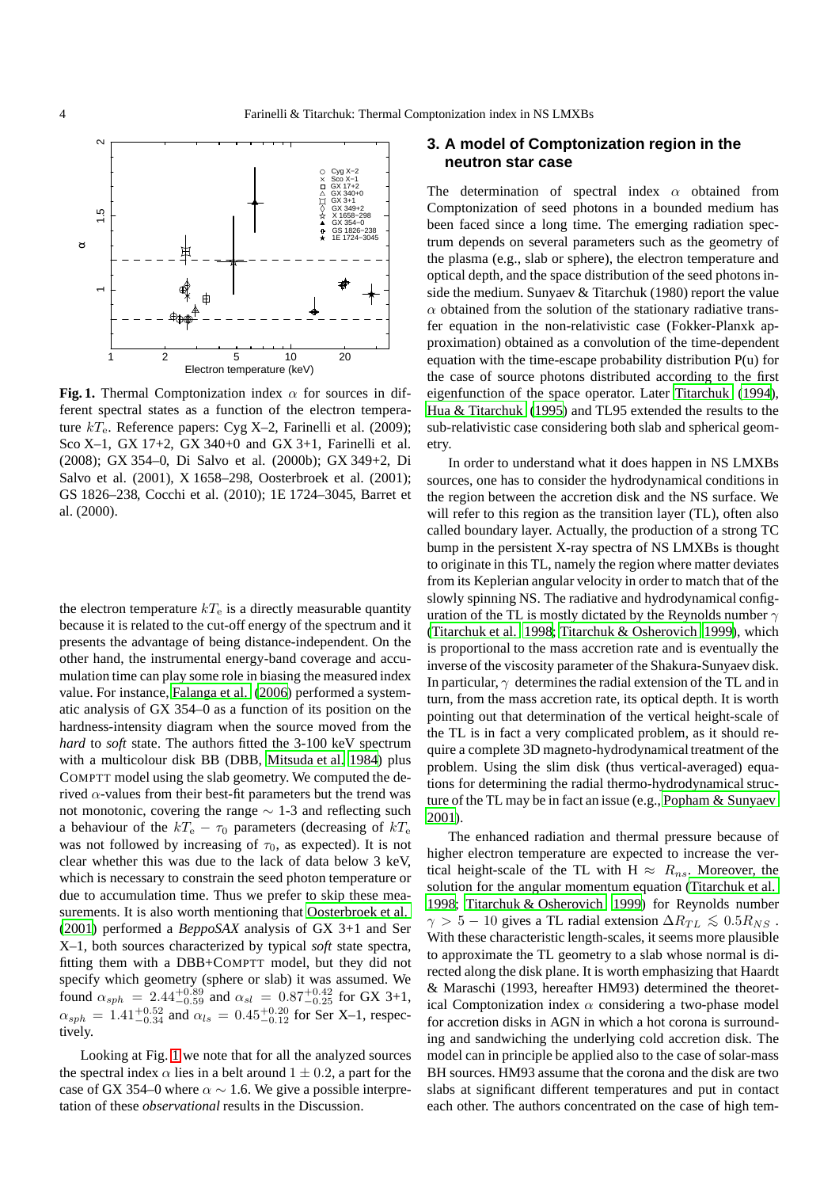**Fig. 1.** Thermal Comptonization index $\alpha$ for sources in different spectral states as a function of the electron temperature $kT_e$. Reference papers: Cyg X–2, Farinelli et al. (2009); Sco X–1, GX 17+2, GX 340+0 and GX 3+1, Farinelli et al. (2008); GX 354–0, Di Salvo et al. (2000b); GX 349+2, Di Salvo et al. (2001), X 1658–298, Oosterbroek et al. (2001); GS 1826–238, Cocchi et al. (2010); 1E 1724–3045, Barret et al. (2000).

the electron temperature $kT_e$ is a directly measurable quantity because it is related to the cut-off energy of the spectrum and it presents the advantage of being distance-independent. On the other hand, the instrumental energy-band coverage and accumulation time can play some role in biasing the measured index value. For instance, Falanga et al. (2006) performed a systematic analysis of GX 354–0 as a function of its position on the hardness-intensity diagram when the source moved from the *hard* to *soft* state. The authors fitted the 3-100 keV spectrum with a multicolour disk BB (DBB, Mitsuda et al. 1984) plus COMPTT model using the slab geometry. We computed the derived $\alpha$-values from their best-fit parameters but the trend was not monotonic, covering the range $\sim$ 1-3 and reflecting such a behaviour of the $kT_e - \tau_0$ parameters (decreasing of $kT_e$ was not followed by increasing of $\tau_0$, as expected). It is not clear whether this was due to the lack of data below 3 keV, which is necessary to constrain the seed photon temperature or due to accumulation time. Thus we prefer to skip these measurements. It is also worth mentioning that Oosterbroek et al. (2001) performed a *BeppoSAX* analysis of GX 3+1 and Ser X–1, both sources characterized by typical *soft* state spectra, fitting them with a DBB+COMPTT model, but they did not specify which geometry (sphere or slab) it was assumed. We found $\alpha_{sph} = 2.44^{+0.89}_{-0.59}$ and $\alpha_{sl} = 0.87^{+0.42}_{-0.25}$ for GX 3+1, $\alpha_{sph} = 1.41^{+0.52}_{-0.34}$ and $\alpha_{ls} = 0.45^{+0.20}_{-0.12}$ for Ser X–1, respectively.

Looking at Fig. 1 we note that for all the analyzed sources the spectral index $\alpha$ lies in a belt around $1 \pm 0.2$, a part for the case of GX 354–0 where $\alpha \sim 1.6$. We give a possible interpretation of these *observational* results in the Discussion.

## 3. A model of Comptonization region in the neutron star case

The determination of spectral index $\alpha$ obtained from Comptonization of seed photons in a bounded medium has been faced since a long time. The emerging radiation spectrum depends on several parameters such as the geometry of the plasma (e.g., slab or sphere), the electron temperature and optical depth, and the space distribution of the seed photons inside the medium. Sunyaev & Titarchuk (1980) report the value $\alpha$ obtained from the solution of the stationary radiative transfer equation in the non-relativistic case (Fokker-Planxk approximation) obtained as a convolution of the time-dependent equation with the time-escape probability distribution P(u) for the case of source photons distributed according to the first eigenfunction of the space operator. Later Titarchuk (1994), Hua & Titarchuk (1995) and TL95 extended the results to the sub-relativistic case considering both slab and spherical geometry.

In order to understand what it does happen in NS LMXBs sources, one has to consider the hydrodynamical conditions in the region between the accretion disk and the NS surface. We will refer to this region as the transition layer (TL), often also called boundary layer. Actually, the production of a strong TC bump in the persistent X-ray spectra of NS LMXBs is thought to originate in this TL, namely the region where matter deviates from its Keplerian angular velocity in order to match that of the slowly spinning NS. The radiative and hydrodynamical configuration of the TL is mostly dictated by the Reynolds number $\gamma$ (Titarchuk et al. 1998; Titarchuk & Osherovich 1999), which is proportional to the mass accretion rate and is eventually the inverse of the viscosity parameter of the Shakura-Sunyaev disk. In particular, $\gamma$ determines the radial extension of the TL and in turn, from the mass accretion rate, its optical depth. It is worth pointing out that determination of the vertical height-scale of the TL is in fact a very complicated problem, as it should require a complete 3D magneto-hydrodynamical treatment of the problem. Using the slim disk (thus vertical-averaged) equations for determining the radial thermo-hydrodynamical structure of the TL may be in fact an issue (e.g., Popham & Sunyaev 2001).

The enhanced radiation and thermal pressure because of higher electron temperature are expected to increase the vertical height-scale of the TL with H $\approx R_{ns}$. Moreover, the solution for the angular momentum equation (Titarchuk et al. 1998; Titarchuk & Osherovich 1999) for Reynolds number $\gamma > 5 - 10$ gives a TL radial extension $\Delta R_{TL} \lesssim 0.5 R_{NS}$. With these characteristic length-scales, it seems more plausible to approximate the TL geometry to a slab whose normal is directed along the disk plane. It is worth emphasizing that Haardt & Maraschi (1993, hereafter HM93) determined the theoretical Comptonization index $\alpha$ considering a two-phase model for accretion disks in AGN in which a hot corona is surrounding and sandwiching the underlying cold accretion disk. The model can in principle be applied also to the case of solar-mass BH sources. HM93 assume that the corona and the disk are two slabs at significant different temperatures and put in contact each other. The authors concentrated on the case of high tem-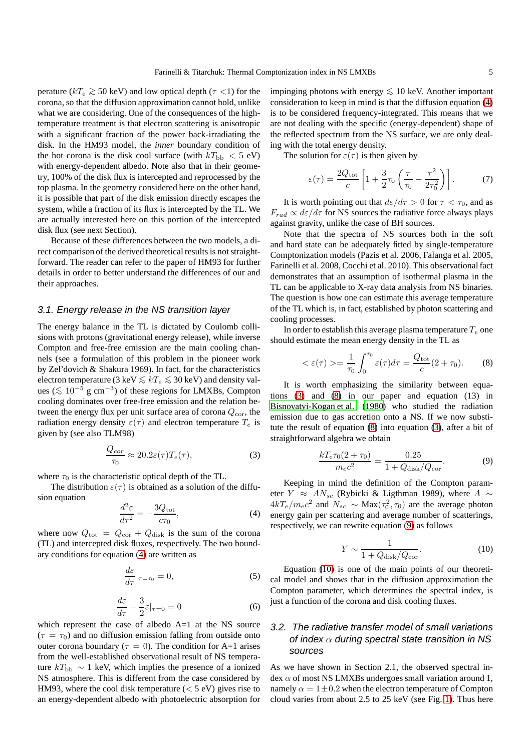perature ($kT_e \gtrsim 50$ keV) and low optical depth ($\tau$ <1) for the corona, so that the diffusion approximation cannot hold, unlike what we are considering. One of the consequences of the high-temperature treatment is that electron scattering is anisotropic with a significant fraction of the power back-irradiating the disk. In the HM93 model, the *inner* boundary condition of the hot corona is the disk cool surface (with $kT_{\rm bb} < 5$ eV) with energy-dependent albedo. Note also that in their geometry, 100% of the disk flux is intercepted and reprocessed by the top plasma. In the geometry considered here on the other hand, it is possible that part of the disk emission directly escapes the system, while a fraction of its flux is intercepted by the TL. We are actually interested here on this portion of the intercepted disk flux (see next Section).

Because of these differences between the two models, a direct comparison of the derived theoretical results is not straightforward. The reader can refer to the paper of HM93 for further details in order to better understand the differences of our and their approaches.

### 3.1. Energy release in the NS transition layer

The energy balance in the TL is dictated by Coulomb collisions with protons (gravitational energy release), while inverse Compton and free-free emission are the main cooling channels (see a formulation of this problem in the pioneer work by Zel'dovich & Shakura 1969). In fact, for the characteristics electron temperature (3 keV $\lesssim kT_e \lesssim$ 30 keV) and density values ($\lesssim 10^{-5}$ g cm$^{-3}$) of these regions for LMXBs, Compton cooling dominates over free-free emission and the relation between the energy flux per unit surface area of corona $Q_{cor}$, the radiation energy density $\varepsilon(\tau)$ and electron temperature $T_e$ is given by (see also TLM98)

$$\frac{Q_{cor}}{\tau_0} \approx 20.2 \varepsilon(\tau) T_e(\tau), \tag{3}$$

where $\tau_0$ is the characteristic optical depth of the TL.

The distribution $\varepsilon(\tau)$ is obtained as a solution of the diffusion equation

$$\frac{d^2\varepsilon}{d\tau^2} = -\frac{3Q_{\rm tot}}{c\tau_0}, \tag{4}$$

where now $Q_{\rm tot} = Q_{\rm cor} + Q_{\rm disk}$ is the sum of the corona (TL) and intercepted disk fluxes, respectively. The two boundary conditions for equation (4) are written as

$$\frac{d\varepsilon}{d\tau}|_{\tau=\tau_0} = 0, \tag{5}$$

$$\frac{d\varepsilon}{d\tau} - \frac{3}{2}\varepsilon|_{\tau=0} = 0 \tag{6}$$

which represent the case of albedo A=1 at the NS source ($\tau = \tau_0$) and no diffusion emission falling from outside onto outer corona boundary ($\tau = 0$). The condition for A=1 arises from the well-established observational result of NS temperature $kT_{\rm bb} \sim 1$ keV, which implies the presence of a ionized NS atmosphere. This is different from the case considered by HM93, where the cool disk temperature ($< 5$ eV) gives rise to an energy-dependent albedo with photoelectric absorption for impinging photons with energy $\lesssim 10$ keV. Another important consideration to keep in mind is that the diffusion equation (4) is to be considered frequency-integrated. This means that we are not dealing with the specific (energy-dependent) shape of the reflected spectrum from the NS surface, we are only dealing with the total energy density.

The solution for $\varepsilon(\tau)$ is then given by

$$\varepsilon(\tau) = \frac{2Q_{\rm tot}}{c}\left[1 + \frac{3}{2}\tau_0\left(\frac{\tau}{\tau_0} - \frac{\tau^2}{2\tau_0^2}\right)\right]. \tag{7}$$

It is worth pointing out that $d\varepsilon/d\tau > 0$ for $\tau < \tau_0$, and as $F_{rad} \propto d\varepsilon/d\tau$ for NS sources the radiative force always plays against gravity, unlike the case of BH sources.

Note that the spectra of NS sources both in the soft and hard state can be adequately fitted by single-temperature Comptonization models (Pazis et al. 2006, Falanga et al. 2005, Farinelli et al. 2008, Cocchi et al. 2010). This observational fact demonstrates that an assumption of isothermal plasma in the TL can be applicable to X-ray data analysis from NS binaries. The question is how one can estimate this average temperature of the TL which is, in fact, established by photon scattering and cooling processes.

In order to establish this average plasma temperature $T_e$ one should estimate the mean energy density in the TL as

$$<\varepsilon(\tau)>= \frac{1}{\tau_0}\int_0^{\tau_0}\varepsilon(\tau)d\tau = \frac{Q_{\rm tot}}{c}(2+\tau_0). \tag{8}$$

It is worth emphasizing the similarity between equations (3) and (8) in our paper and equation (13) in Bisnovatyi-Kogan et al. (1980) who studied the radiation emission due to gas accretion onto a NS. If we now substitute the result of equation (8) into equation (3), after a bit of straightforward algebra we obtain

$$\frac{kT_e\tau_0(2+\tau_0)}{m_ec^2} = \frac{0.25}{1 + Q_{\rm disk}/Q_{\rm cor}}. \tag{9}$$

Keeping in mind the definition of the Compton parameter $Y \approx AN_{sc}$ (Rybicki & Ligthman 1989), where $A \sim 4kT_e/m_ec^2$ and $N_{sc} \sim {\rm Max}(\tau_0^2, \tau_0)$ are the average photon energy gain per scattering and average number of scatterings, respectively, we can rewrite equation (9) as follows

$$Y \sim \frac{1}{1 + Q_{\rm disk}/Q_{\rm cor}}. \tag{10}$$

Equation (10) is one of the main points of our theoretical model and shows that in the diffusion approximation the Compton parameter, which determines the spectral index, is just a function of the corona and disk cooling fluxes.

### 3.2. The radiative transfer model of small variations of index $\alpha$ during spectral state transition in NS sources

As we have shown in Section 2.1, the observed spectral index $\alpha$ of most NS LMXBs undergoes small variation around 1, namely $\alpha = 1 \pm 0.2$ when the electron temperature of Compton cloud varies from about 2.5 to 25 keV (see Fig. 1). Thus here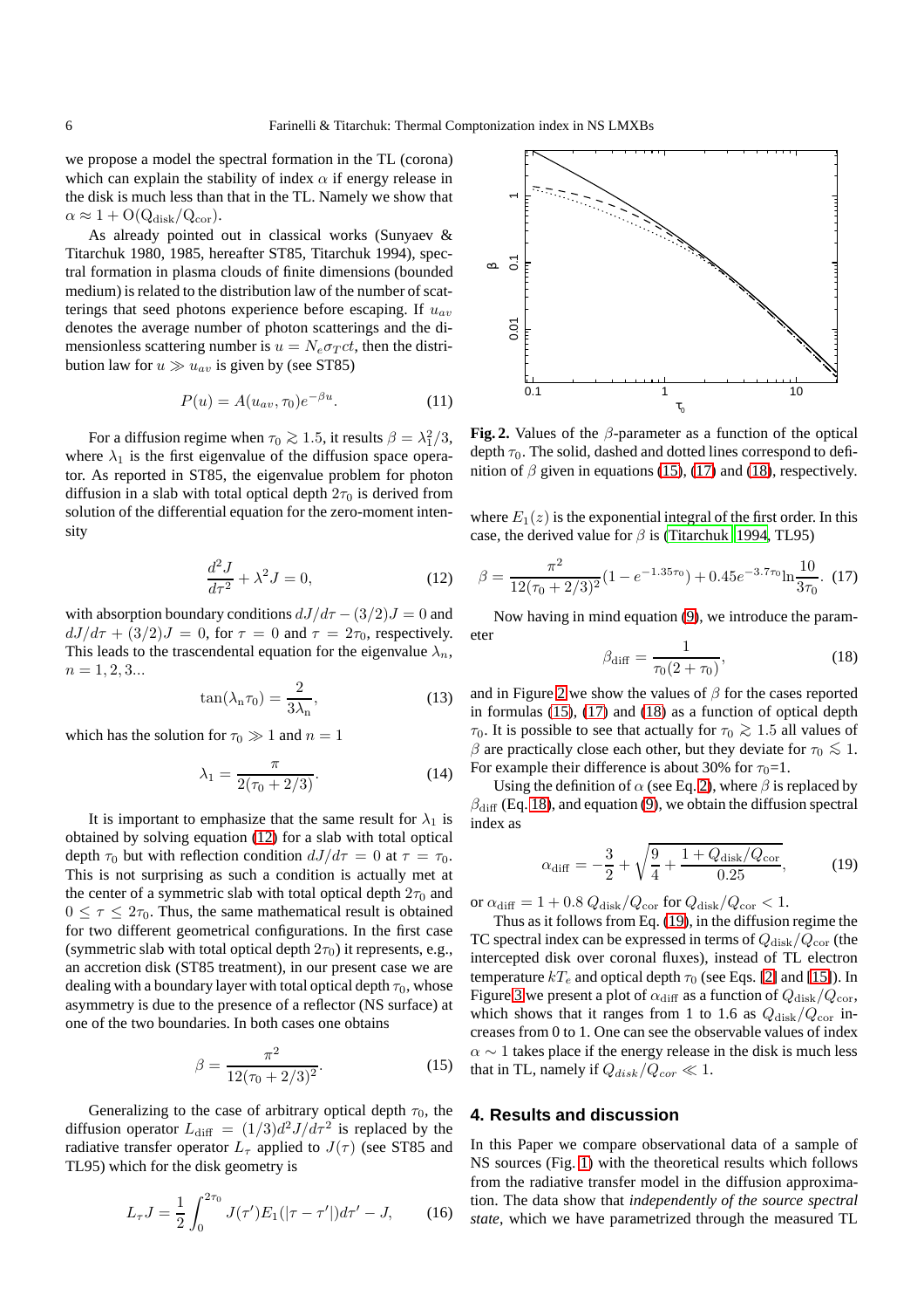we propose a model the spectral formation in the TL (corona) which can explain the stability of index $\alpha$ if energy release in the disk is much less than that in the TL. Namely we show that $\alpha \approx 1 + \mathrm{O(Q_{disk}/Q_{cor})}$.

As already pointed out in classical works (Sunyaev & Titarchuk 1980, 1985, hereafter ST85, Titarchuk 1994), spectral formation in plasma clouds of finite dimensions (bounded medium) is related to the distribution law of the number of scatterings that seed photons experience before escaping. If $u_{av}$ denotes the average number of photon scatterings and the dimensionless scattering number is $u = N_e \sigma_T ct$, then the distribution law for $u \gg u_{av}$ is given by (see ST85)

$$P(u) = A(u_{av}, \tau_0) e^{-\beta u}. \tag{11}$$

For a diffusion regime when $\tau_0 \gtrsim 1.5$, it results $\beta = \lambda_1^2/3$, where $\lambda_1$ is the first eigenvalue of the diffusion space operator. As reported in ST85, the eigenvalue problem for photon diffusion in a slab with total optical depth $2\tau_0$ is derived from solution of the differential equation for the zero-moment intensity

$$\frac{d^2 J}{d\tau^2} + \lambda^2 J = 0, \tag{12}$$

with absorption boundary conditions $dJ/d\tau - (3/2)J = 0$ and $dJ/d\tau + (3/2)J = 0$, for $\tau = 0$ and $\tau = 2\tau_0$, respectively. This leads to the trascendental equation for the eigenvalue $\lambda_n$, $n = 1, 2, 3...$

$$\tan(\lambda_n \tau_0) = \frac{2}{3\lambda_n}, \tag{13}$$

which has the solution for $\tau_0 \gg 1$ and $n = 1$

$$\lambda_1 = \frac{\pi}{2(\tau_0 + 2/3)}. \tag{14}$$

It is important to emphasize that the same result for $\lambda_1$ is obtained by solving equation (12) for a slab with total optical depth $\tau_0$ but with reflection condition $dJ/d\tau = 0$ at $\tau = \tau_0$. This is not surprising as such a condition is actually met at the center of a symmetric slab with total optical depth $2\tau_0$ and $0 \leq \tau \leq 2\tau_0$. Thus, the same mathematical result is obtained for two different geometrical configurations. In the first case (symmetric slab with total optical depth $2\tau_0$) it represents, e.g., an accretion disk (ST85 treatment), in our present case we are dealing with a boundary layer with total optical depth $\tau_0$, whose asymmetry is due to the presence of a reflector (NS surface) at one of the two boundaries. In both cases one obtains

$$\beta = \frac{\pi^2}{12(\tau_0 + 2/3)^2}. \tag{15}$$

Generalizing to the case of arbitrary optical depth $\tau_0$, the diffusion operator $L_{\rm diff} = (1/3) d^2J/d\tau^2$ is replaced by the radiative transfer operator $L_\tau$ applied to $J(\tau)$ (see ST85 and TL95) which for the disk geometry is

$$L_\tau J = \frac{1}{2}\int_0^{2\tau_0} J(\tau') E_1(|\tau - \tau'|) d\tau' - J, \tag{16}$$

**Fig. 2.** Values of the $\beta$-parameter as a function of the optical depth $\tau_0$. The solid, dashed and dotted lines correspond to definition of $\beta$ given in equations (15), (17) and (18), respectively.

where $E_1(z)$ is the exponential integral of the first order. In this case, the derived value for $\beta$ is (Titarchuk 1994, TL95)

$$\beta = \frac{\pi^2}{12(\tau_0 + 2/3)^2}(1 - e^{-1.35\tau_0}) + 0.45 e^{-3.7\tau_0} \ln\frac{10}{3\tau_0}. \tag{17}$$

Now having in mind equation (9), we introduce the parameter

$$\beta_{\rm diff} = \frac{1}{\tau_0(2 + \tau_0)}, \tag{18}$$

and in Figure 2 we show the values of $\beta$ for the cases reported in formulas (15), (17) and (18) as a function of optical depth $\tau_0$. It is possible to see that actually for $\tau_0 \gtrsim 1.5$ all values of $\beta$ are practically close each other, but they deviate for $\tau_0 \lesssim 1$. For example their difference is about 30% for $\tau_0$=1.

Using the definition of $\alpha$ (see Eq. 2), where $\beta$ is replaced by $\beta_{\rm diff}$ (Eq. 18), and equation (9), we obtain the diffusion spectral index as

$$\alpha_{\rm diff} = -\frac{3}{2} + \sqrt{\frac{9}{4} + \frac{1 + Q_{\rm disk}/Q_{\rm cor}}{0.25}}, \tag{19}$$

or $\alpha_{\rm diff} = 1 + 0.8\, Q_{\rm disk}/Q_{\rm cor}$ for $Q_{\rm disk}/Q_{\rm cor} < 1$.

Thus as it follows from Eq. (19), in the diffusion regime the TC spectral index can be expressed in terms of $Q_{\rm disk}/Q_{\rm cor}$ (the intercepted disk over coronal fluxes), instead of TL electron temperature $kT_e$ and optical depth $\tau_0$ (see Eqs. [2] and [15]). In Figure 3 we present a plot of $\alpha_{\rm diff}$ as a function of $Q_{\rm disk}/Q_{\rm cor}$, which shows that it ranges from 1 to 1.6 as $Q_{\rm disk}/Q_{\rm cor}$ increases from 0 to 1. One can see the observable values of index $\alpha \sim 1$ takes place if the energy release in the disk is much less that in TL, namely if $Q_{disk}/Q_{cor} \ll 1$.

## 4. Results and discussion

In this Paper we compare observational data of a sample of NS sources (Fig. 1) with the theoretical results which follows from the radiative transfer model in the diffusion approximation. The data show that *independently of the source spectral state*, which we have parametrized through the measured TL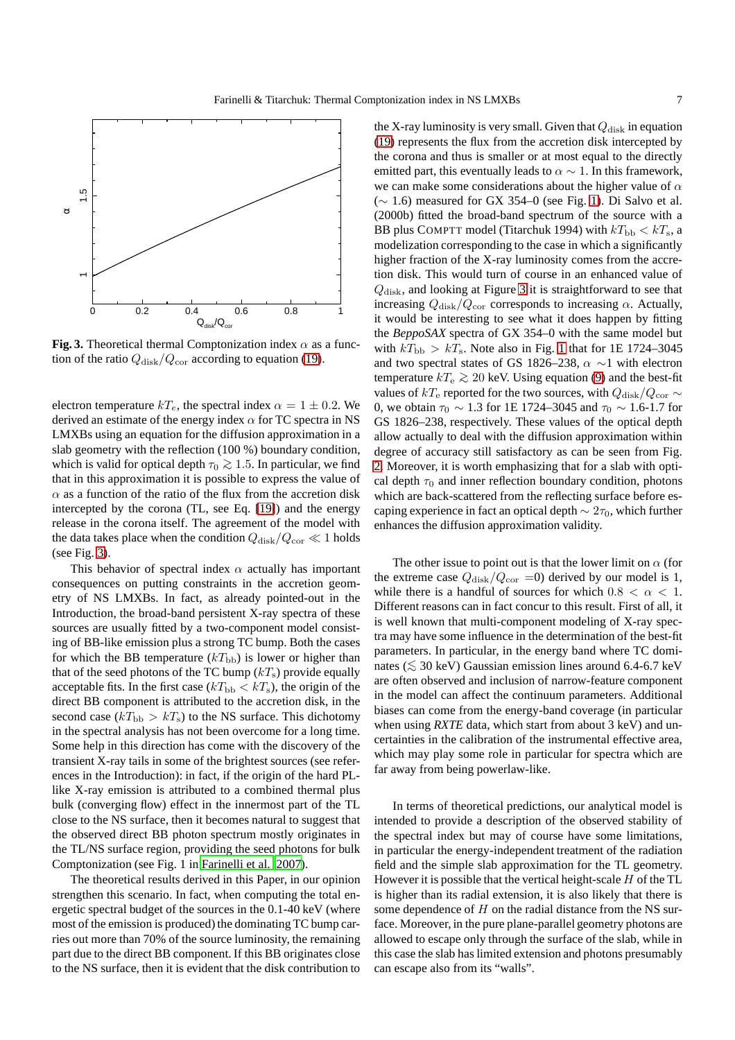**Fig. 3.** Theoretical thermal Comptonization index $\alpha$ as a function of the ratio $Q_{\rm disk}/Q_{\rm cor}$ according to equation (19).

electron temperature $kT_e$, the spectral index $\alpha = 1 \pm 0.2$. We derived an estimate of the energy index $\alpha$ for TC spectra in NS LMXBs using an equation for the diffusion approximation in a slab geometry with the reflection (100 %) boundary condition, which is valid for optical depth $\tau_0 \gtrsim 1.5$. In particular, we find that in this approximation it is possible to express the value of $\alpha$ as a function of the ratio of the flux from the accretion disk intercepted by the corona (TL, see Eq. (19)) and the energy release in the corona itself. The agreement of the model with the data takes place when the condition $Q_{\rm disk}/Q_{\rm cor} \ll 1$ holds (see Fig. 3).

This behavior of spectral index $\alpha$ actually has important consequences on putting constraints in the accretion geometry of NS LMXBs. In fact, as already pointed-out in the Introduction, the broad-band persistent X-ray spectra of these sources are usually fitted by a two-component model consisting of BB-like emission plus a strong TC bump. Both the cases for which the BB temperature ($kT_{\rm bb}$) is lower or higher than that of the seed photons of the TC bump ($kT_{\rm s}$) provide equally acceptable fits. In the first case ($kT_{\rm bb} < kT_{\rm s}$), the origin of the direct BB component is attributed to the accretion disk, in the second case ($kT_{\rm bb} > kT_{\rm s}$) to the NS surface. This dichotomy in the spectral analysis has not been overcome for a long time. Some help in this direction has come with the discovery of the transient X-ray tails in some of the brightest sources (see references in the Introduction): in fact, if the origin of the hard PL-like X-ray emission is attributed to a combined thermal plus bulk (converging flow) effect in the innermost part of the TL close to the NS surface, then it becomes natural to suggest that the observed direct BB photon spectrum mostly originates in the TL/NS surface region, providing the seed photons for bulk Comptonization (see Fig. 1 in Farinelli et al. 2007).

The theoretical results derived in this Paper, in our opinion strengthen this scenario. In fact, when computing the total energetic spectral budget of the sources in the 0.1-40 keV (where most of the emission is produced) the dominating TC bump carries out more than 70% of the source luminosity, the remaining part due to the direct BB component. If this BB originates close to the NS surface, then it is evident that the disk contribution to the X-ray luminosity is very small. Given that $Q_{\rm disk}$ in equation (19) represents the flux from the accretion disk intercepted by the corona and thus is smaller or at most equal to the directly emitted part, this eventually leads to $\alpha \sim 1$. In this framework, we can make some considerations about the higher value of $\alpha$ ($\sim 1.6$) measured for GX 354–0 (see Fig. 1). Di Salvo et al. (2000b) fitted the broad-band spectrum of the source with a BB plus COMPTT model (Titarchuk 1994) with $kT_{\rm bb} < kT_{\rm s}$, a modelization corresponding to the case in which a significantly higher fraction of the X-ray luminosity comes from the accretion disk. This would turn of course in an enhanced value of $Q_{\rm disk}$, and looking at Figure 3 it is straightforward to see that increasing $Q_{\rm disk}/Q_{\rm cor}$ corresponds to increasing $\alpha$. Actually, it would be interesting to see what it does happen by fitting the *BeppoSAX* spectra of GX 354–0 with the same model but with $kT_{\rm bb} > kT_{\rm s}$. Note also in Fig. 1 that for 1E 1724–3045 and two spectral states of GS 1826–238, $\alpha \sim 1$ with electron temperature $kT_{\rm e} \gtrsim 20$ keV. Using equation (9) and the best-fit values of $kT_{\rm e}$ reported for the two sources, with $Q_{\rm disk}/Q_{\rm cor} \sim 0$, we obtain $\tau_0 \sim 1.3$ for 1E 1724–3045 and $\tau_0 \sim 1.6$-$1.7$ for GS 1826–238, respectively. These values of the optical depth allow actually to deal with the diffusion approximation within degree of accuracy still satisfactory as can be seen from Fig. 2. Moreover, it is worth emphasizing that for a slab with optical depth $\tau_0$ and inner reflection boundary condition, photons which are back-scattered from the reflecting surface before escaping experience in fact an optical depth $\sim 2\tau_0$, which further enhances the diffusion approximation validity.

The other issue to point out is that the lower limit on $\alpha$ (for the extreme case $Q_{\rm disk}/Q_{\rm cor}$ =0) derived by our model is 1, while there is a handful of sources for which $0.8 < \alpha < 1$. Different reasons can in fact concur to this result. First of all, it is well known that multi-component modeling of X-ray spectra may have some influence in the determination of the best-fit parameters. In particular, in the energy band where TC dominates ($\lesssim 30$ keV) Gaussian emission lines around 6.4-6.7 keV are often observed and inclusion of narrow-feature component in the model can affect the continuum parameters. Additional biases can come from the energy-band coverage (in particular when using *RXTE* data, which start from about 3 keV) and uncertainties in the calibration of the instrumental effective area, which may play some role in particular for spectra which are far away from being powerlaw-like.

In terms of theoretical predictions, our analytical model is intended to provide a description of the observed stability of the spectral index but may of course have some limitations, in particular the energy-independent treatment of the radiation field and the simple slab approximation for the TL geometry. However it is possible that the vertical height-scale $H$ of the TL is higher than its radial extension, it is also likely that there is some dependence of $H$ on the radial distance from the NS surface. Moreover, in the pure plane-parallel geometry photons are allowed to escape only through the surface of the slab, while in this case the slab has limited extension and photons presumably can escape also from its "walls".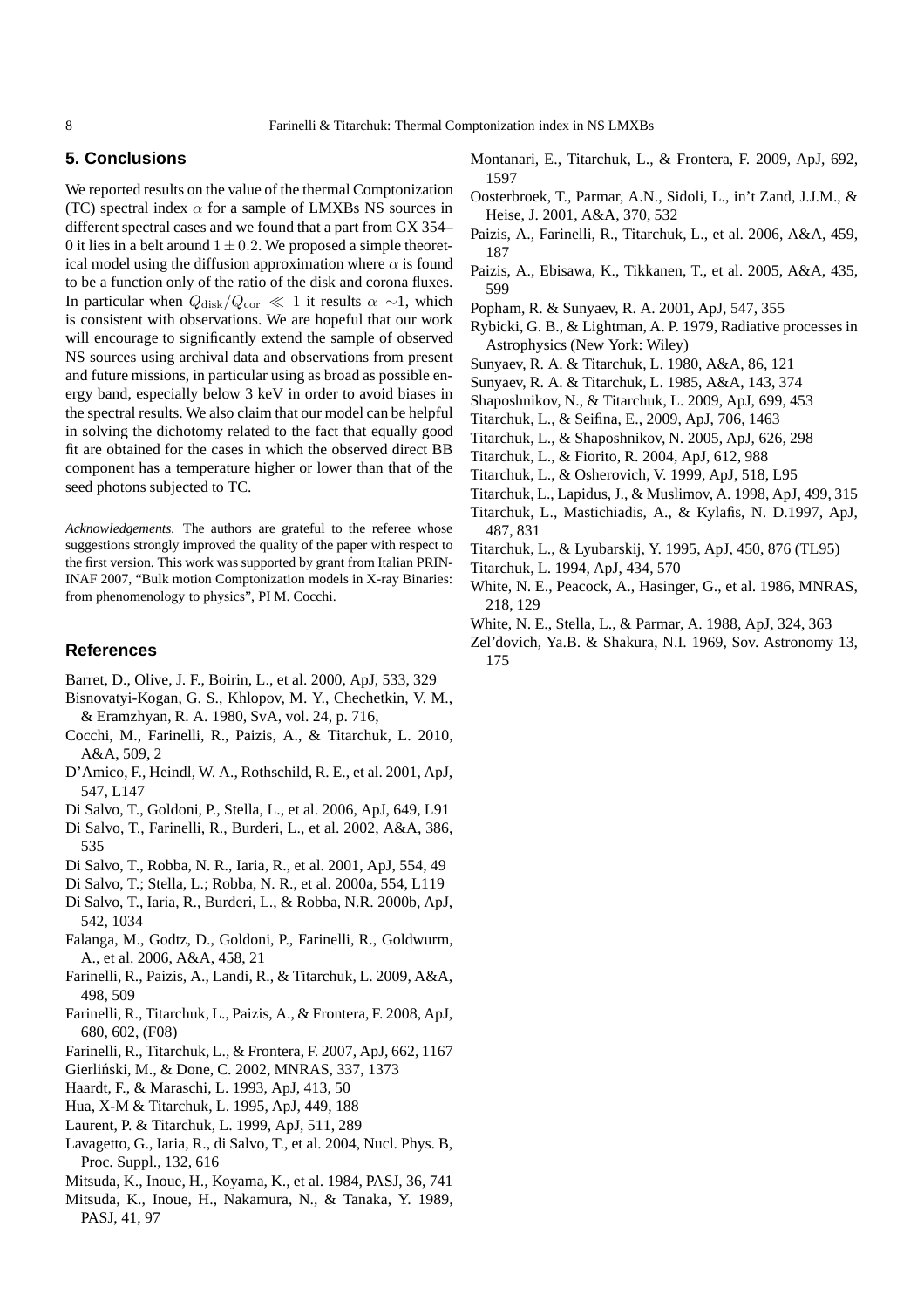## 5. Conclusions

We reported results on the value of the thermal Comptonization (TC) spectral index $\alpha$ for a sample of LMXBs NS sources in different spectral cases and we found that a part from GX 354–0 it lies in a belt around $1 \pm 0.2$. We proposed a simple theoretical model using the diffusion approximation where $\alpha$ is found to be a function only of the ratio of the disk and corona fluxes. In particular when $Q_{\rm disk}/Q_{\rm cor} \ll 1$ it results $\alpha \sim 1$, which is consistent with observations. We are hopeful that our work will encourage to significantly extend the sample of observed NS sources using archival data and observations from present and future missions, in particular using as broad as possible energy band, especially below 3 keV in order to avoid biases in the spectral results. We also claim that our model can be helpful in solving the dichotomy related to the fact that equally good fit are obtained for the cases in which the observed direct BB component has a temperature higher or lower than that of the seed photons subjected to TC.

*Acknowledgements.* The authors are grateful to the referee whose suggestions strongly improved the quality of the paper with respect to the first version. This work was supported by grant from Italian PRIN-INAF 2007, "Bulk motion Comptonization models in X-ray Binaries: from phenomenology to physics", PI M. Cocchi.

## References

Barret, D., Olive, J. F., Boirin, L., et al. 2000, ApJ, 533, 329
Bisnovatyi-Kogan, G. S., Khlopov, M. Y., Chechetkin, V. M., & Eramzhyan, R. A. 1980, SvA, vol. 24, p. 716,
Cocchi, M., Farinelli, R., Paizis, A., & Titarchuk, L. 2010, A&A, 509, 2
D'Amico, F., Heindl, W. A., Rothschild, R. E., et al. 2001, ApJ, 547, L147
Di Salvo, T., Goldoni, P., Stella, L., et al. 2006, ApJ, 649, L91
Di Salvo, T., Farinelli, R., Burderi, L., et al. 2002, A&A, 386, 535
Di Salvo, T., Robba, N. R., Iaria, R., et al. 2001, ApJ, 554, 49
Di Salvo, T.; Stella, L.; Robba, N. R., et al. 2000a, 554, L119
Di Salvo, T., Iaria, R., Burderi, L., & Robba, N.R. 2000b, ApJ, 542, 1034
Falanga, M., Godtz, D., Goldoni, P., Farinelli, R., Goldwurm, A., et al. 2006, A&A, 458, 21
Farinelli, R., Paizis, A., Landi, R., & Titarchuk, L. 2009, A&A, 498, 509
Farinelli, R., Titarchuk, L., Paizis, A., & Frontera, F. 2008, ApJ, 680, 602, (F08)
Farinelli, R., Titarchuk, L., & Frontera, F. 2007, ApJ, 662, 1167
Gierliński, M., & Done, C. 2002, MNRAS, 337, 1373
Haardt, F., & Maraschi, L. 1993, ApJ, 413, 50
Hua, X-M & Titarchuk, L. 1995, ApJ, 449, 188
Laurent, P. & Titarchuk, L. 1999, ApJ, 511, 289
Lavagetto, G., Iaria, R., di Salvo, T., et al. 2004, Nucl. Phys. B, Proc. Suppl., 132, 616
Mitsuda, K., Inoue, H., Koyama, K., et al. 1984, PASJ, 36, 741
Mitsuda, K., Inoue, H., Nakamura, N., & Tanaka, Y. 1989, PASJ, 41, 97
Montanari, E., Titarchuk, L., & Frontera, F. 2009, ApJ, 692, 1597
Oosterbroek, T., Parmar, A.N., Sidoli, L., in't Zand, J.J.M., & Heise, J. 2001, A&A, 370, 532
Paizis, A., Farinelli, R., Titarchuk, L., et al. 2006, A&A, 459, 187
Paizis, A., Ebisawa, K., Tikkanen, T., et al. 2005, A&A, 435, 599
Popham, R. & Sunyaev, R. A. 2001, ApJ, 547, 355
Rybicki, G. B., & Lightman, A. P. 1979, Radiative processes in Astrophysics (New York: Wiley)
Sunyaev, R. A. & Titarchuk, L. 1980, A&A, 86, 121
Sunyaev, R. A. & Titarchuk, L. 1985, A&A, 143, 374
Shaposhnikov, N., & Titarchuk, L. 2009, ApJ, 699, 453
Titarchuk, L., & Seifina, E., 2009, ApJ, 706, 1463
Titarchuk, L., & Shaposhnikov, N. 2005, ApJ, 626, 298
Titarchuk, L., & Fiorito, R. 2004, ApJ, 612, 988
Titarchuk, L., & Osherovich, V. 1999, ApJ, 518, L95
Titarchuk, L., Lapidus, J., & Muslimov, A. 1998, ApJ, 499, 315
Titarchuk, L., Mastichiadis, A., & Kylafis, N. D.1997, ApJ, 487, 831
Titarchuk, L., & Lyubarskij, Y. 1995, ApJ, 450, 876 (TL95)
Titarchuk, L. 1994, ApJ, 434, 570
White, N. E., Peacock, A., Hasinger, G., et al. 1986, MNRAS, 218, 129
White, N. E., Stella, L., & Parmar, A. 1988, ApJ, 324, 363
Zel'dovich, Ya.B. & Shakura, N.I. 1969, Sov. Astronomy 13, 175